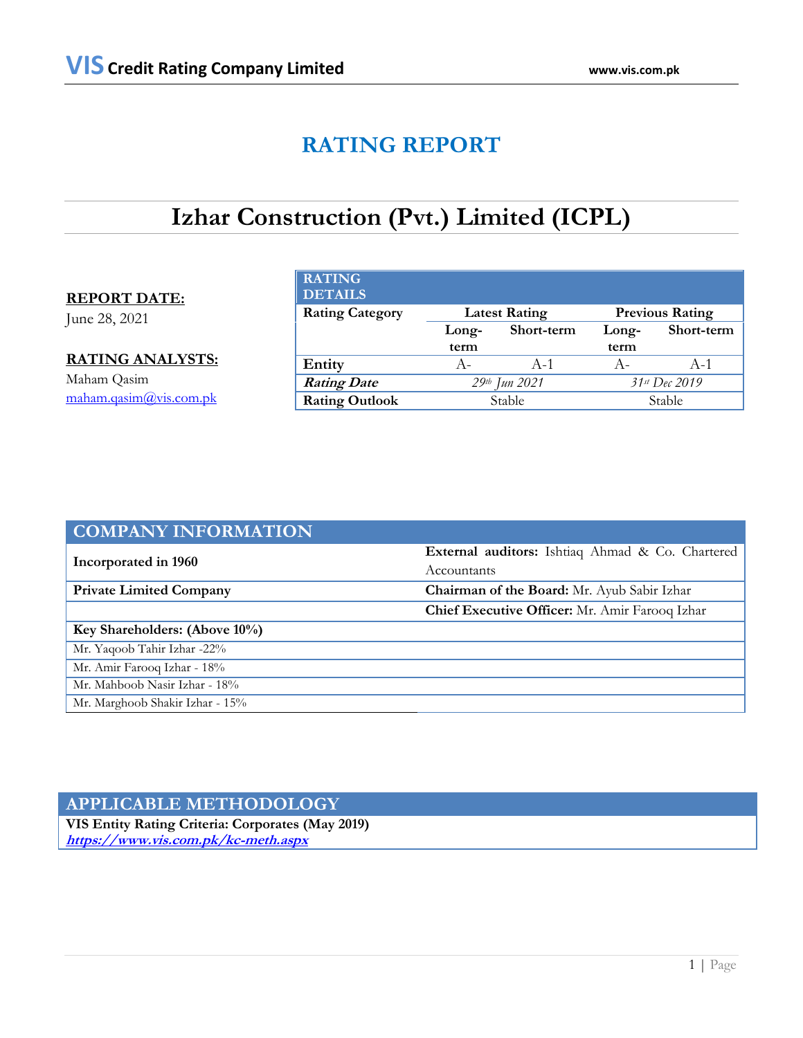# RATING REPORT

## Izhar Construction (Pvt.) Limited (ICPL)

**REPORT DATE:**
June 28, 2021

**RATING ANALYSTS:**
Maham Qasim
maham.qasim@vis.com.pk

| RATING DETAILS | | | | |
|---|---|---|---|---|
| **Rating Category** | **Latest Rating** | | **Previous Rating** | |
| | **Long-term** | **Short-term** | **Long-term** | **Short-term** |
| **Entity** | A- | A-1 | A- | A-1 |
| ***Rating Date*** | *29th Jun 2021* | | *31st Dec 2019* | |
| **Rating Outlook** | Stable | | Stable | |

| COMPANY INFORMATION | |
|---|---|
| **Incorporated in 1960** | **External auditors:** Ishtiaq Ahmad & Co. Chartered Accountants |
| **Private Limited Company** | **Chairman of the Board:** Mr. Ayub Sabir Izhar |
| | **Chief Executive Officer:** Mr. Amir Farooq Izhar |
| **Key Shareholders: (Above 10%)** | |
| Mr. Yaqoob Tahir Izhar -22% | |
| Mr. Amir Farooq Izhar - 18% | |
| Mr. Mahboob Nasir Izhar - 18% | |
| Mr. Marghoob Shakir Izhar - 15% | |

## APPLICABLE METHODOLOGY

**VIS Entity Rating Criteria: Corporates (May 2019)**
***https://www.vis.com.pk/kc-meth.aspx***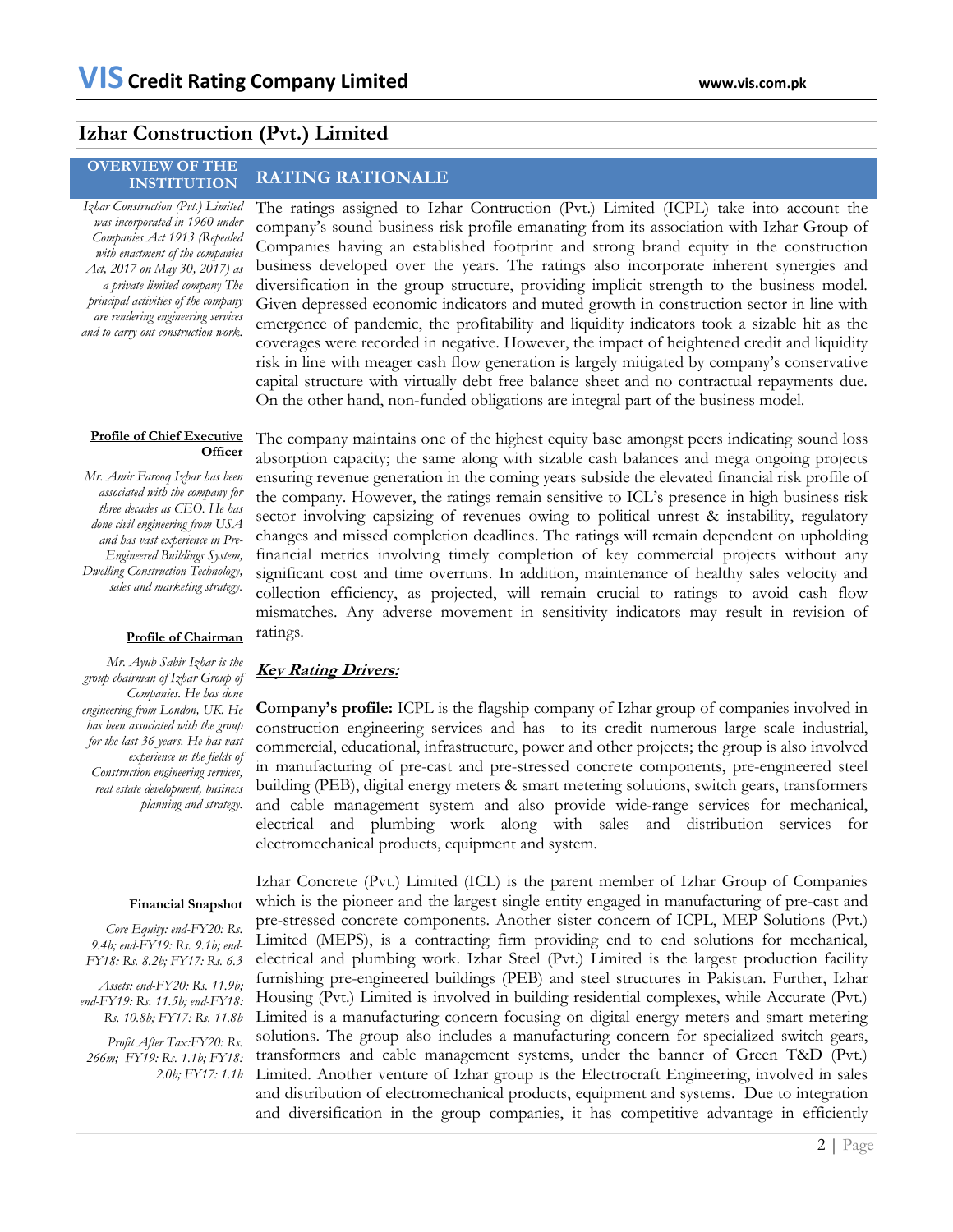# Izhar Construction (Pvt.) Limited

## OVERVIEW OF THE INSTITUTION

*Izhar Construction (Pvt.) Limited was incorporated in 1960 under Companies Act 1913 (Repealed with enactment of the companies Act, 2017 on May 30, 2017) as a private limited company The principal activities of the company are rendering engineering services and to carry out construction work.*

**Profile of Chief Executive Officer**

*Mr. Amir Farooq Izhar has been associated with the company for three decades as CEO. He has done civil engineering from USA and has vast experience in Pre-Engineered Buildings System, Dwelling Construction Technology, sales and marketing strategy.*

**Profile of Chairman**

*Mr. Ayub Sabir Izhar is the group chairman of Izhar Group of Companies. He has done engineering from London, UK. He has been associated with the group for the last 36 years. He has vast experience in the fields of Construction engineering services, real estate development, business planning and strategy.*

**Financial Snapshot**

*Core Equity: end-FY20: Rs. 9.4b; end-FY19: Rs. 9.1b; end-FY18: Rs. 8.2b; FY17: Rs. 6.3*

*Assets: end-FY20: Rs. 11.9b; end-FY19: Rs. 11.5b; end-FY18: Rs. 10.8b; FY17: Rs. 11.8b*

*Profit After Tax:FY20: Rs. 266m; FY19: Rs. 1.1b; FY18: 2.0b; FY17: 1.1b*

## RATING RATIONALE

The ratings assigned to Izhar Contruction (Pvt.) Limited (ICPL) take into account the company's sound business risk profile emanating from its association with Izhar Group of Companies having an established footprint and strong brand equity in the construction business developed over the years. The ratings also incorporate inherent synergies and diversification in the group structure, providing implicit strength to the business model. Given depressed economic indicators and muted growth in construction sector in line with emergence of pandemic, the profitability and liquidity indicators took a sizable hit as the coverages were recorded in negative. However, the impact of heightened credit and liquidity risk in line with meager cash flow generation is largely mitigated by company's conservative capital structure with virtually debt free balance sheet and no contractual repayments due. On the other hand, non-funded obligations are integral part of the business model.

The company maintains one of the highest equity base amongst peers indicating sound loss absorption capacity; the same along with sizable cash balances and mega ongoing projects ensuring revenue generation in the coming years subside the elevated financial risk profile of the company. However, the ratings remain sensitive to ICL's presence in high business risk sector involving capsizing of revenues owing to political unrest & instability, regulatory changes and missed completion deadlines. The ratings will remain dependent on upholding financial metrics involving timely completion of key commercial projects without any significant cost and time overruns. In addition, maintenance of healthy sales velocity and collection efficiency, as projected, will remain crucial to ratings to avoid cash flow mismatches. Any adverse movement in sensitivity indicators may result in revision of ratings.

### ***Key Rating Drivers:***

**Company's profile:** ICPL is the flagship company of Izhar group of companies involved in construction engineering services and has to its credit numerous large scale industrial, commercial, educational, infrastructure, power and other projects; the group is also involved in manufacturing of pre-cast and pre-stressed concrete components, pre-engineered steel building (PEB), digital energy meters & smart metering solutions, switch gears, transformers and cable management system and also provide wide-range services for mechanical, electrical and plumbing work along with sales and distribution services for electromechanical products, equipment and system.

Izhar Concrete (Pvt.) Limited (ICL) is the parent member of Izhar Group of Companies which is the pioneer and the largest single entity engaged in manufacturing of pre-cast and pre-stressed concrete components. Another sister concern of ICPL, MEP Solutions (Pvt.) Limited (MEPS), is a contracting firm providing end to end solutions for mechanical, electrical and plumbing work. Izhar Steel (Pvt.) Limited is the largest production facility furnishing pre-engineered buildings (PEB) and steel structures in Pakistan. Further, Izhar Housing (Pvt.) Limited is involved in building residential complexes, while Accurate (Pvt.) Limited is a manufacturing concern focusing on digital energy meters and smart metering solutions. The group also includes a manufacturing concern for specialized switch gears, transformers and cable management systems, under the banner of Green T&D (Pvt.) Limited. Another venture of Izhar group is the Electrocraft Engineering, involved in sales and distribution of electromechanical products, equipment and systems. Due to integration and diversification in the group companies, it has competitive advantage in efficiently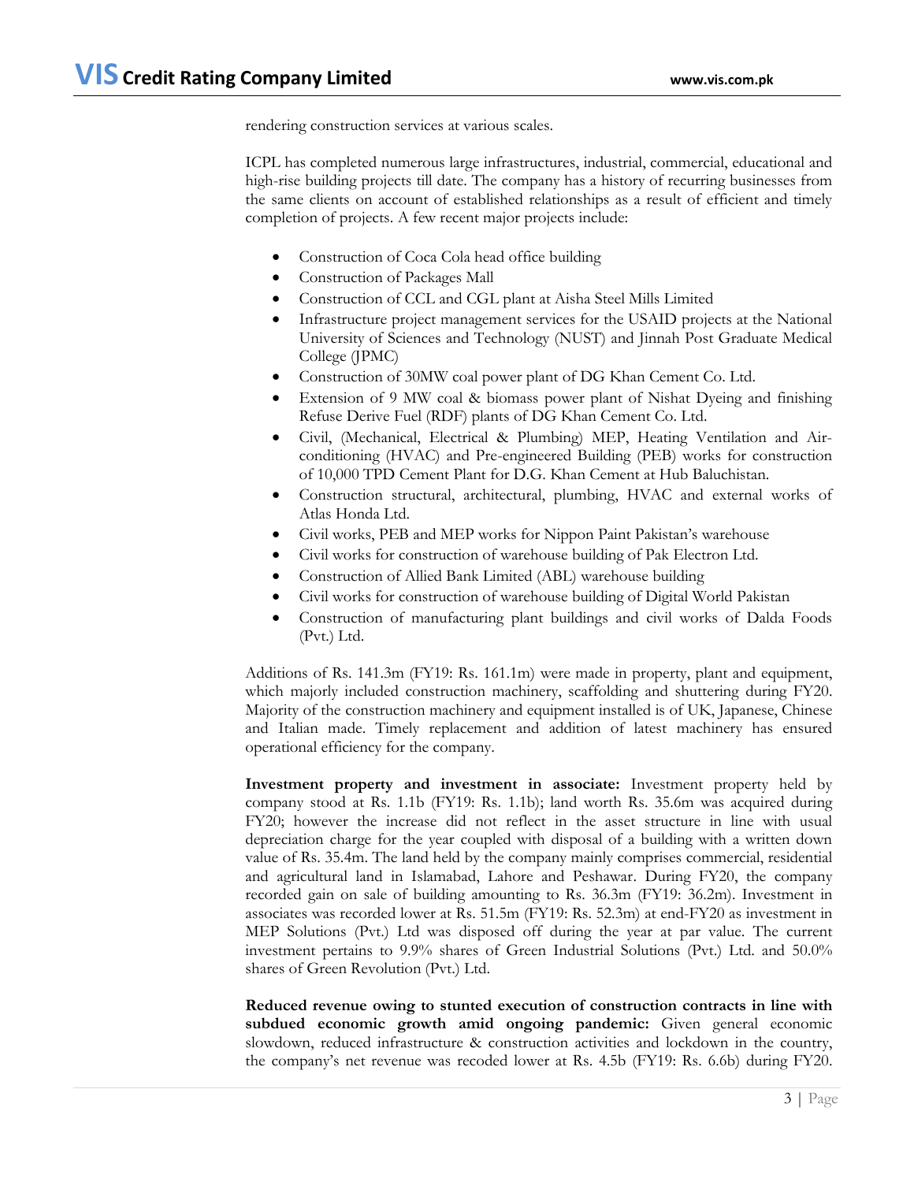rendering construction services at various scales.

ICPL has completed numerous large infrastructures, industrial, commercial, educational and high-rise building projects till date. The company has a history of recurring businesses from the same clients on account of established relationships as a result of efficient and timely completion of projects. A few recent major projects include:

- Construction of Coca Cola head office building
- Construction of Packages Mall
- Construction of CCL and CGL plant at Aisha Steel Mills Limited
- Infrastructure project management services for the USAID projects at the National University of Sciences and Technology (NUST) and Jinnah Post Graduate Medical College (JPMC)
- Construction of 30MW coal power plant of DG Khan Cement Co. Ltd.
- Extension of 9 MW coal & biomass power plant of Nishat Dyeing and finishing Refuse Derive Fuel (RDF) plants of DG Khan Cement Co. Ltd.
- Civil, (Mechanical, Electrical & Plumbing) MEP, Heating Ventilation and Air-conditioning (HVAC) and Pre-engineered Building (PEB) works for construction of 10,000 TPD Cement Plant for D.G. Khan Cement at Hub Baluchistan.
- Construction structural, architectural, plumbing, HVAC and external works of Atlas Honda Ltd.
- Civil works, PEB and MEP works for Nippon Paint Pakistan's warehouse
- Civil works for construction of warehouse building of Pak Electron Ltd.
- Construction of Allied Bank Limited (ABL) warehouse building
- Civil works for construction of warehouse building of Digital World Pakistan
- Construction of manufacturing plant buildings and civil works of Dalda Foods (Pvt.) Ltd.

Additions of Rs. 141.3m (FY19: Rs. 161.1m) were made in property, plant and equipment, which majorly included construction machinery, scaffolding and shuttering during FY20. Majority of the construction machinery and equipment installed is of UK, Japanese, Chinese and Italian made. Timely replacement and addition of latest machinery has ensured operational efficiency for the company.

**Investment property and investment in associate:** Investment property held by company stood at Rs. 1.1b (FY19: Rs. 1.1b); land worth Rs. 35.6m was acquired during FY20; however the increase did not reflect in the asset structure in line with usual depreciation charge for the year coupled with disposal of a building with a written down value of Rs. 35.4m. The land held by the company mainly comprises commercial, residential and agricultural land in Islamabad, Lahore and Peshawar. During FY20, the company recorded gain on sale of building amounting to Rs. 36.3m (FY19: 36.2m). Investment in associates was recorded lower at Rs. 51.5m (FY19: Rs. 52.3m) at end-FY20 as investment in MEP Solutions (Pvt.) Ltd was disposed off during the year at par value. The current investment pertains to 9.9% shares of Green Industrial Solutions (Pvt.) Ltd. and 50.0% shares of Green Revolution (Pvt.) Ltd.

**Reduced revenue owing to stunted execution of construction contracts in line with subdued economic growth amid ongoing pandemic:** Given general economic slowdown, reduced infrastructure & construction activities and lockdown in the country, the company's net revenue was recoded lower at Rs. 4.5b (FY19: Rs. 6.6b) during FY20.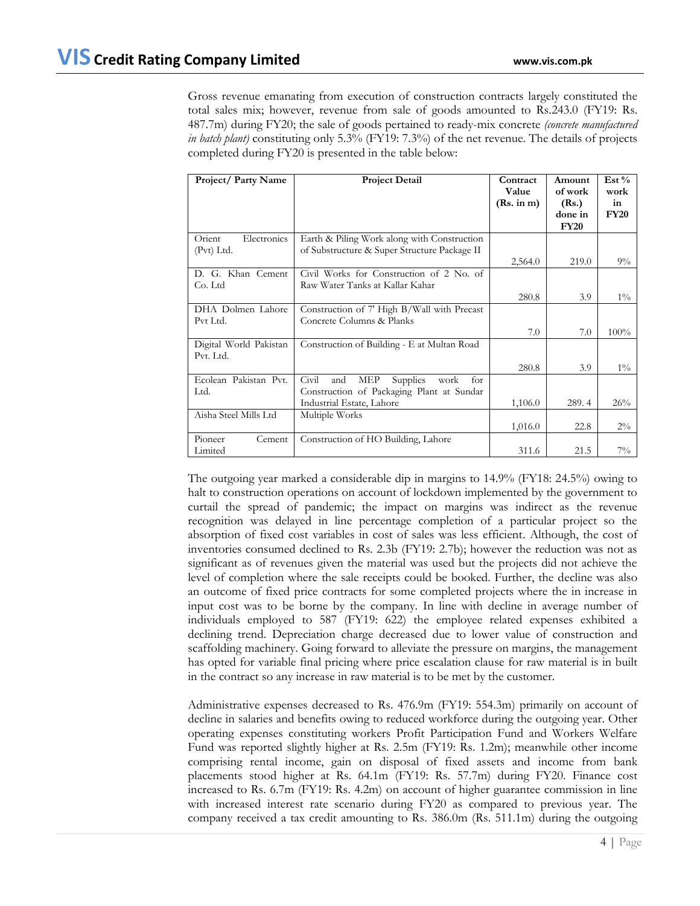Gross revenue emanating from execution of construction contracts largely constituted the total sales mix; however, revenue from sale of goods amounted to Rs.243.0 (FY19: Rs. 487.7m) during FY20; the sale of goods pertained to ready-mix concrete *(concrete manufactured in batch plant)* constituting only 5.3% (FY19: 7.3%) of the net revenue. The details of projects completed during FY20 is presented in the table below:

| Project/ Party Name | Project Detail | Contract Value (Rs. in m) | Amount of work (Rs.) done in FY20 | Est % work in FY20 |
|---|---|---|---|---|
| Orient Electronics (Pvt) Ltd. | Earth & Piling Work along with Construction of Substructure & Super Structure Package II | 2,564.0 | 219.0 | 9% |
| D. G. Khan Cement Co. Ltd | Civil Works for Construction of 2 No. of Raw Water Tanks at Kallar Kahar | 280.8 | 3.9 | 1% |
| DHA Dolmen Lahore Pvt Ltd. | Construction of 7' High B/Wall with Precast Concrete Columns & Planks | 7.0 | 7.0 | 100% |
| Digital World Pakistan Pvt. Ltd. | Construction of Building - E at Multan Road | 280.8 | 3.9 | 1% |
| Ecolean Pakistan Pvt. Ltd. | Civil and MEP Supplies work for Construction of Packaging Plant at Sundar Industrial Estate, Lahore | 1,106.0 | 289. 4 | 26% |
| Aisha Steel Mills Ltd | Multiple Works | 1,016.0 | 22.8 | 2% |
| Pioneer Cement Limited | Construction of HO Building, Lahore | 311.6 | 21.5 | 7% |

The outgoing year marked a considerable dip in margins to 14.9% (FY18: 24.5%) owing to halt to construction operations on account of lockdown implemented by the government to curtail the spread of pandemic; the impact on margins was indirect as the revenue recognition was delayed in line percentage completion of a particular project so the absorption of fixed cost variables in cost of sales was less efficient. Although, the cost of inventories consumed declined to Rs. 2.3b (FY19: 2.7b); however the reduction was not as significant as of revenues given the material was used but the projects did not achieve the level of completion where the sale receipts could be booked. Further, the decline was also an outcome of fixed price contracts for some completed projects where the in increase in input cost was to be borne by the company. In line with decline in average number of individuals employed to 587 (FY19: 622) the employee related expenses exhibited a declining trend. Depreciation charge decreased due to lower value of construction and scaffolding machinery. Going forward to alleviate the pressure on margins, the management has opted for variable final pricing where price escalation clause for raw material is in built in the contract so any increase in raw material is to be met by the customer.

Administrative expenses decreased to Rs. 476.9m (FY19: 554.3m) primarily on account of decline in salaries and benefits owing to reduced workforce during the outgoing year. Other operating expenses constituting workers Profit Participation Fund and Workers Welfare Fund was reported slightly higher at Rs. 2.5m (FY19: Rs. 1.2m); meanwhile other income comprising rental income, gain on disposal of fixed assets and income from bank placements stood higher at Rs. 64.1m (FY19: Rs. 57.7m) during FY20. Finance cost increased to Rs. 6.7m (FY19: Rs. 4.2m) on account of higher guarantee commission in line with increased interest rate scenario during FY20 as compared to previous year. The company received a tax credit amounting to Rs. 386.0m (Rs. 511.1m) during the outgoing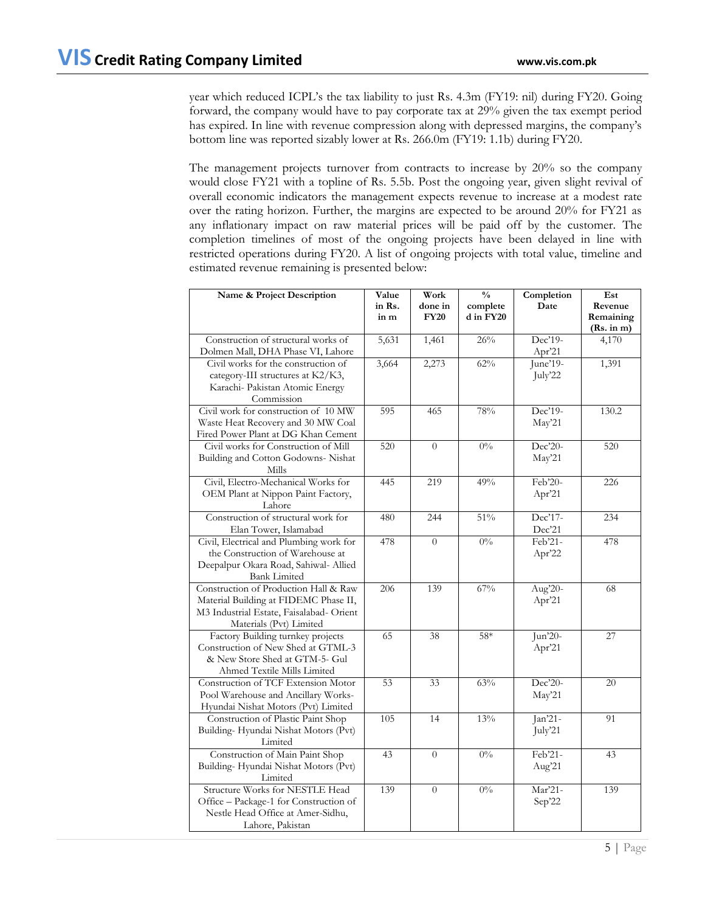year which reduced ICPL's the tax liability to just Rs. 4.3m (FY19: nil) during FY20. Going forward, the company would have to pay corporate tax at 29% given the tax exempt period has expired. In line with revenue compression along with depressed margins, the company's bottom line was reported sizably lower at Rs. 266.0m (FY19: 1.1b) during FY20.

The management projects turnover from contracts to increase by 20% so the company would close FY21 with a topline of Rs. 5.5b. Post the ongoing year, given slight revival of overall economic indicators the management expects revenue to increase at a modest rate over the rating horizon. Further, the margins are expected to be around 20% for FY21 as any inflationary impact on raw material prices will be paid off by the customer. The completion timelines of most of the ongoing projects have been delayed in line with restricted operations during FY20. A list of ongoing projects with total value, timeline and estimated revenue remaining is presented below:

| Name & Project Description | Value in Rs. in m | Work done in FY20 | % completed in FY20 | Completion Date | Est Revenue Remaining (Rs. in m) |
|---|---|---|---|---|---|
| Construction of structural works of Dolmen Mall, DHA Phase VI, Lahore | 5,631 | 1,461 | 26% | Dec'19-Apr'21 | 4,170 |
| Civil works for the construction of category-III structures at K2/K3, Karachi- Pakistan Atomic Energy Commission | 3,664 | 2,273 | 62% | June'19-July'22 | 1,391 |
| Civil work for construction of 10 MW Waste Heat Recovery and 30 MW Coal Fired Power Plant at DG Khan Cement | 595 | 465 | 78% | Dec'19-May'21 | 130.2 |
| Civil works for Construction of Mill Building and Cotton Godowns- Nishat Mills | 520 | 0 | 0% | Dec'20-May'21 | 520 |
| Civil, Electro-Mechanical Works for OEM Plant at Nippon Paint Factory, Lahore | 445 | 219 | 49% | Feb'20-Apr'21 | 226 |
| Construction of structural work for Elan Tower, Islamabad | 480 | 244 | 51% | Dec'17-Dec'21 | 234 |
| Civil, Electrical and Plumbing work for the Construction of Warehouse at Deepalpur Okara Road, Sahiwal- Allied Bank Limited | 478 | 0 | 0% | Feb'21-Apr'22 | 478 |
| Construction of Production Hall & Raw Material Building at FIDEMC Phase II, M3 Industrial Estate, Faisalabad- Orient Materials (Pvt) Limited | 206 | 139 | 67% | Aug'20-Apr'21 | 68 |
| Factory Building turnkey projects Construction of New Shed at GTML-3 & New Store Shed at GTM-5- Gul Ahmed Textile Mills Limited | 65 | 38 | 58* | Jun'20-Apr'21 | 27 |
| Construction of TCF Extension Motor Pool Warehouse and Ancillary Works- Hyundai Nishat Motors (Pvt) Limited | 53 | 33 | 63% | Dec'20-May'21 | 20 |
| Construction of Plastic Paint Shop Building- Hyundai Nishat Motors (Pvt) Limited | 105 | 14 | 13% | Jan'21-July'21 | 91 |
| Construction of Main Paint Shop Building- Hyundai Nishat Motors (Pvt) Limited | 43 | 0 | 0% | Feb'21-Aug'21 | 43 |
| Structure Works for NESTLE Head Office – Package-1 for Construction of Nestle Head Office at Amer-Sidhu, Lahore, Pakistan | 139 | 0 | 0% | Mar'21-Sep'22 | 139 |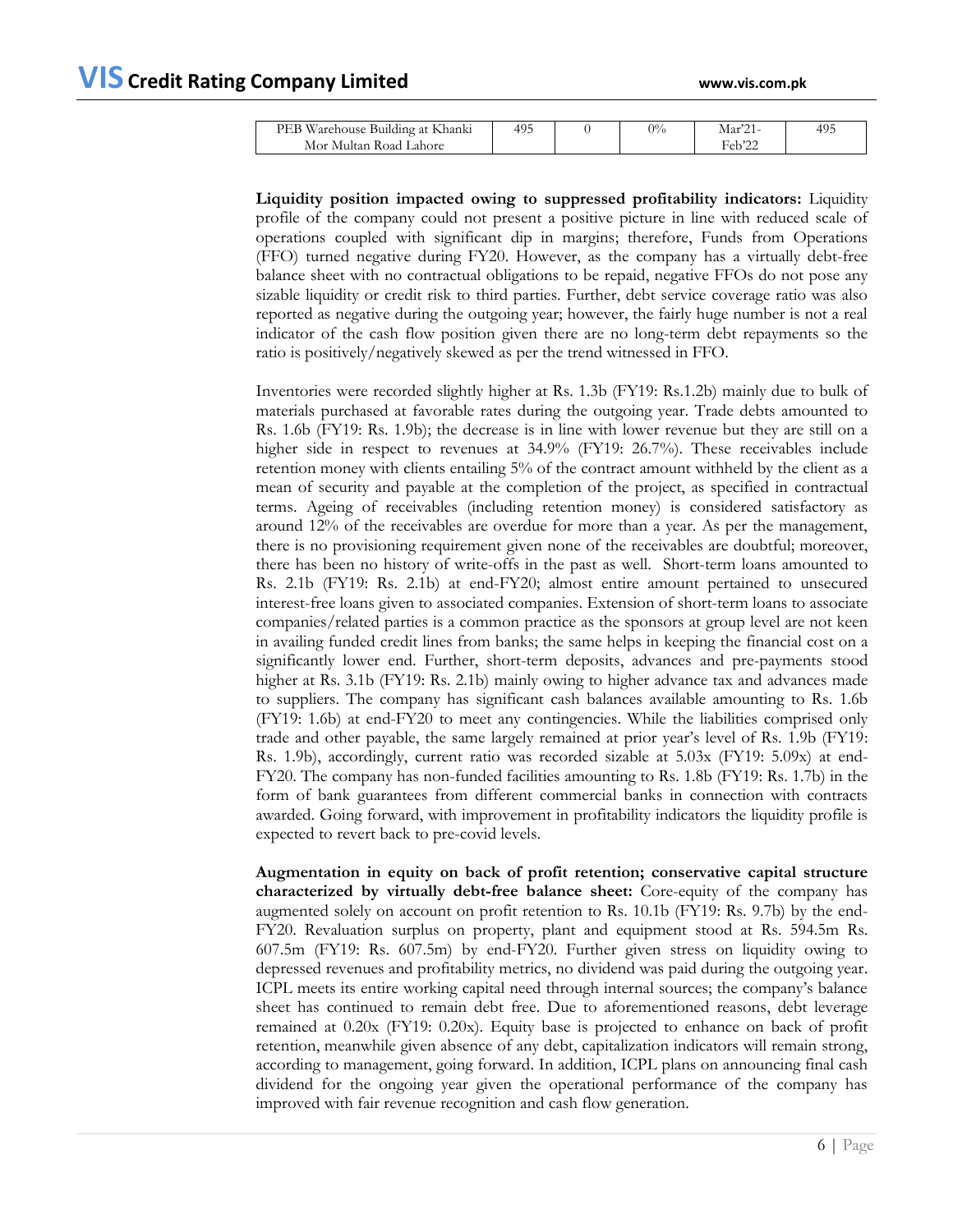| PEB Warehouse Building at Khanki Mor Multan Road Lahore | 495 | 0 | 0% | Mar'21-Feb'22 | 495 |
|---|---|---|---|---|---|

**Liquidity position impacted owing to suppressed profitability indicators:** Liquidity profile of the company could not present a positive picture in line with reduced scale of operations coupled with significant dip in margins; therefore, Funds from Operations (FFO) turned negative during FY20. However, as the company has a virtually debt-free balance sheet with no contractual obligations to be repaid, negative FFOs do not pose any sizable liquidity or credit risk to third parties. Further, debt service coverage ratio was also reported as negative during the outgoing year; however, the fairly huge number is not a real indicator of the cash flow position given there are no long-term debt repayments so the ratio is positively/negatively skewed as per the trend witnessed in FFO.

Inventories were recorded slightly higher at Rs. 1.3b (FY19: Rs.1.2b) mainly due to bulk of materials purchased at favorable rates during the outgoing year. Trade debts amounted to Rs. 1.6b (FY19: Rs. 1.9b); the decrease is in line with lower revenue but they are still on a higher side in respect to revenues at 34.9% (FY19: 26.7%). These receivables include retention money with clients entailing 5% of the contract amount withheld by the client as a mean of security and payable at the completion of the project, as specified in contractual terms. Ageing of receivables (including retention money) is considered satisfactory as around 12% of the receivables are overdue for more than a year. As per the management, there is no provisioning requirement given none of the receivables are doubtful; moreover, there has been no history of write-offs in the past as well. Short-term loans amounted to Rs. 2.1b (FY19: Rs. 2.1b) at end-FY20; almost entire amount pertained to unsecured interest-free loans given to associated companies. Extension of short-term loans to associate companies/related parties is a common practice as the sponsors at group level are not keen in availing funded credit lines from banks; the same helps in keeping the financial cost on a significantly lower end. Further, short-term deposits, advances and pre-payments stood higher at Rs. 3.1b (FY19: Rs. 2.1b) mainly owing to higher advance tax and advances made to suppliers. The company has significant cash balances available amounting to Rs. 1.6b (FY19: 1.6b) at end-FY20 to meet any contingencies. While the liabilities comprised only trade and other payable, the same largely remained at prior year's level of Rs. 1.9b (FY19: Rs. 1.9b), accordingly, current ratio was recorded sizable at 5.03x (FY19: 5.09x) at end-FY20. The company has non-funded facilities amounting to Rs. 1.8b (FY19: Rs. 1.7b) in the form of bank guarantees from different commercial banks in connection with contracts awarded. Going forward, with improvement in profitability indicators the liquidity profile is expected to revert back to pre-covid levels.

**Augmentation in equity on back of profit retention; conservative capital structure characterized by virtually debt-free balance sheet:** Core-equity of the company has augmented solely on account on profit retention to Rs. 10.1b (FY19: Rs. 9.7b) by the end-FY20. Revaluation surplus on property, plant and equipment stood at Rs. 594.5m Rs. 607.5m (FY19: Rs. 607.5m) by end-FY20. Further given stress on liquidity owing to depressed revenues and profitability metrics, no dividend was paid during the outgoing year. ICPL meets its entire working capital need through internal sources; the company's balance sheet has continued to remain debt free. Due to aforementioned reasons, debt leverage remained at 0.20x (FY19: 0.20x). Equity base is projected to enhance on back of profit retention, meanwhile given absence of any debt, capitalization indicators will remain strong, according to management, going forward. In addition, ICPL plans on announcing final cash dividend for the ongoing year given the operational performance of the company has improved with fair revenue recognition and cash flow generation.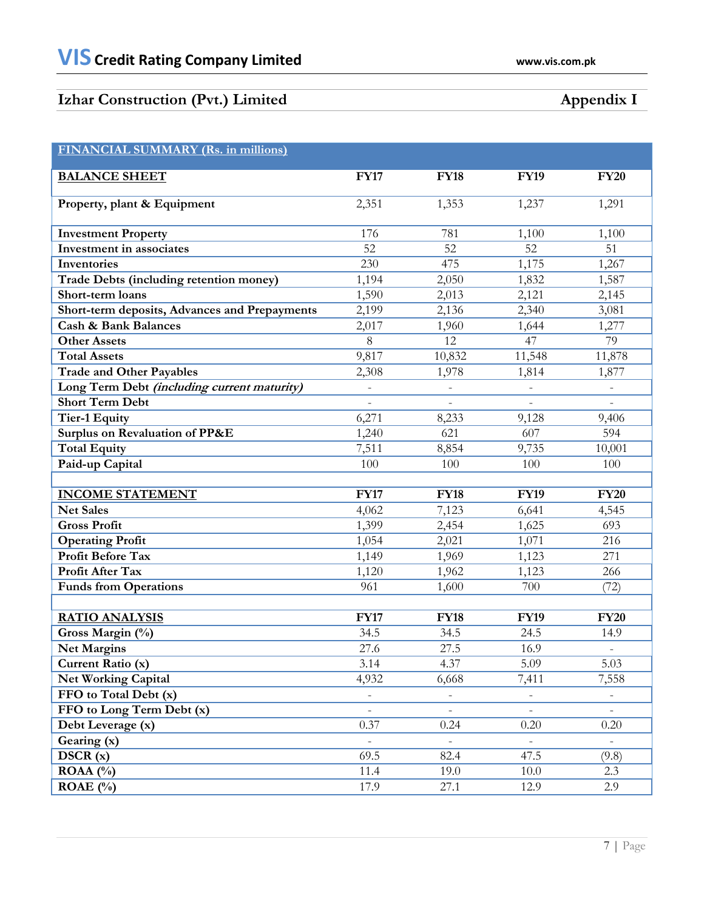## Izhar Construction (Pvt.) Limited — Appendix I

| FINANCIAL SUMMARY (Rs. in millions) | | | | |
|---|---|---|---|---|
| **BALANCE SHEET** | **FY17** | **FY18** | **FY19** | **FY20** |
| **Property, plant & Equipment** | 2,351 | 1,353 | 1,237 | 1,291 |
| **Investment Property** | 176 | 781 | 1,100 | 1,100 |
| **Investment in associates** | 52 | 52 | 52 | 51 |
| **Inventories** | 230 | 475 | 1,175 | 1,267 |
| **Trade Debts (including retention money)** | 1,194 | 2,050 | 1,832 | 1,587 |
| **Short-term loans** | 1,590 | 2,013 | 2,121 | 2,145 |
| **Short-term deposits, Advances and Prepayments** | 2,199 | 2,136 | 2,340 | 3,081 |
| **Cash & Bank Balances** | 2,017 | 1,960 | 1,644 | 1,277 |
| **Other Assets** | 8 | 12 | 47 | 79 |
| **Total Assets** | 9,817 | 10,832 | 11,548 | 11,878 |
| **Trade and Other Payables** | 2,308 | 1,978 | 1,814 | 1,877 |
| **Long Term Debt** ***(including current maturity)*** | - | - | - | - |
| **Short Term Debt** | - | - | - | - |
| **Tier-1 Equity** | 6,271 | 8,233 | 9,128 | 9,406 |
| **Surplus on Revaluation of PP&E** | 1,240 | 621 | 607 | 594 |
| **Total Equity** | 7,511 | 8,854 | 9,735 | 10,001 |
| **Paid-up Capital** | 100 | 100 | 100 | 100 |
| | | | | |
| **INCOME STATEMENT** | **FY17** | **FY18** | **FY19** | **FY20** |
| **Net Sales** | 4,062 | 7,123 | 6,641 | 4,545 |
| **Gross Profit** | 1,399 | 2,454 | 1,625 | 693 |
| **Operating Profit** | 1,054 | 2,021 | 1,071 | 216 |
| **Profit Before Tax** | 1,149 | 1,969 | 1,123 | 271 |
| **Profit After Tax** | 1,120 | 1,962 | 1,123 | 266 |
| **Funds from Operations** | 961 | 1,600 | 700 | (72) |
| | | | | |
| **RATIO ANALYSIS** | **FY17** | **FY18** | **FY19** | **FY20** |
| **Gross Margin (%)** | 34.5 | 34.5 | 24.5 | 14.9 |
| **Net Margins** | 27.6 | 27.5 | 16.9 | - |
| **Current Ratio (x)** | 3.14 | 4.37 | 5.09 | 5.03 |
| **Net Working Capital** | 4,932 | 6,668 | 7,411 | 7,558 |
| **FFO to Total Debt (x)** | - | - | - | - |
| **FFO to Long Term Debt (x)** | - | - | - | - |
| **Debt Leverage (x)** | 0.37 | 0.24 | 0.20 | 0.20 |
| **Gearing (x)** | - | - | - | - |
| **DSCR (x)** | 69.5 | 82.4 | 47.5 | (9.8) |
| **ROAA (%)** | 11.4 | 19.0 | 10.0 | 2.3 |
| **ROAE (%)** | 17.9 | 27.1 | 12.9 | 2.9 |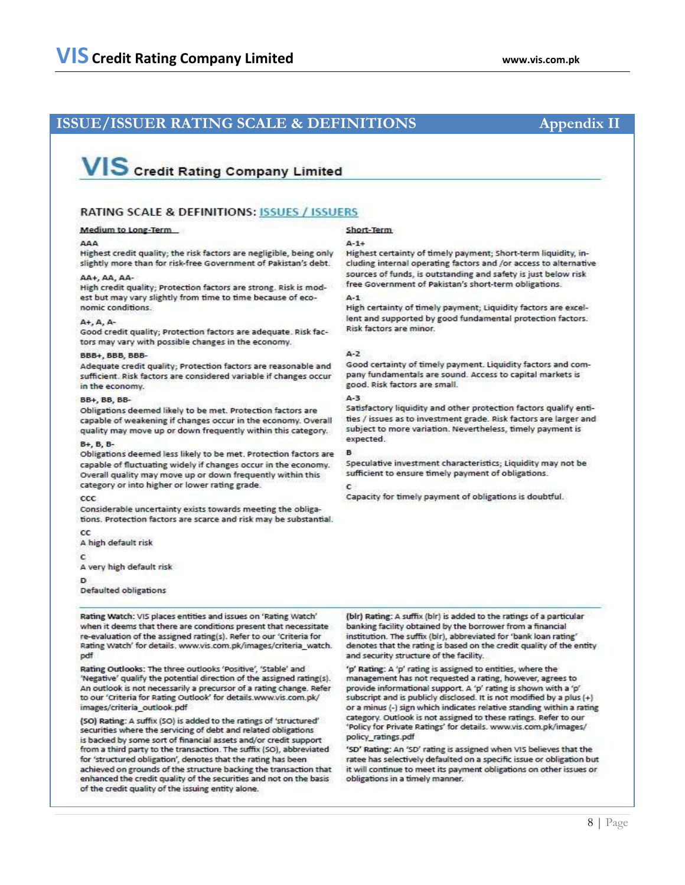## ISSUE/ISSUER RATING SCALE & DEFINITIONS

**Appendix II**

**VIS Credit Rating Company Limited**

### RATING SCALE & DEFINITIONS: ISSUES / ISSUERS

#### Medium to Long-Term

**AAA**
Highest credit quality; the risk factors are negligible, being only slightly more than for risk-free Government of Pakistan's debt.

**AA+, AA, AA-**
High credit quality; Protection factors are strong. Risk is modest but may vary slightly from time to time because of economic conditions.

**A+, A, A-**
Good credit quality; Protection factors are adequate. Risk factors may vary with possible changes in the economy.

**BBB+, BBB, BBB-**
Adequate credit quality; Protection factors are reasonable and sufficient. Risk factors are considered variable if changes occur in the economy.

**BB+, BB, BB-**
Obligations deemed likely to be met. Protection factors are capable of weakening if changes occur in the economy. Overall quality may move up or down frequently within this category.

**B+, B, B-**
Obligations deemed less likely to be met. Protection factors are capable of fluctuating widely if changes occur in the economy. Overall quality may move up or down frequently within this category or into higher or lower rating grade.

**CCC**
Considerable uncertainty exists towards meeting the obligations. Protection factors are scarce and risk may be substantial.

**CC**
A high default risk

**C**
A very high default risk

**D**
Defaulted obligations

#### Short-Term

**A-1+**
Highest certainty of timely payment; Short-term liquidity, including internal operating factors and /or access to alternative sources of funds, is outstanding and safety is just below risk free Government of Pakistan's short-term obligations.

**A-1**
High certainty of timely payment; Liquidity factors are excellent and supported by good fundamental protection factors. Risk factors are minor.

**A-2**
Good certainty of timely payment. Liquidity factors and company fundamentals are sound. Access to capital markets is good. Risk factors are small.

**A-3**
Satisfactory liquidity and other protection factors qualify entities / issues as to investment grade. Risk factors are larger and subject to more variation. Nevertheless, timely payment is expected.

**B**
Speculative investment characteristics; Liquidity may not be sufficient to ensure timely payment of obligations.

**C**
Capacity for timely payment of obligations is doubtful.

---

**Rating Watch:** VIS places entities and issues on 'Rating Watch' when it deems that there are conditions present that necessitate re-evaluation of the assigned rating(s). Refer to our 'Criteria for Rating Watch' for details. www.vis.com.pk/images/criteria_watch.pdf

**Rating Outlooks:** The three outlooks 'Positive', 'Stable' and 'Negative' qualify the potential direction of the assigned rating(s). An outlook is not necessarily a precursor of a rating change. Refer to our 'Criteria for Rating Outlook' for details.www.vis.com.pk/images/criteria_outlook.pdf

**(SO) Rating:** A suffix (SO) is added to the ratings of 'structured' securities where the servicing of debt and related obligations is backed by some sort of financial assets and/or credit support from a third party to the transaction. The suffix (SO), abbreviated for 'structured obligation', denotes that the rating has been achieved on grounds of the structure backing the transaction that enhanced the credit quality of the securities and not on the basis of the credit quality of the issuing entity alone.

**(blr) Rating:** A suffix (blr) is added to the ratings of a particular banking facility obtained by the borrower from a financial institution. The suffix (blr), abbreviated for 'bank loan rating' denotes that the rating is based on the credit quality of the entity and security structure of the facility.

**'p' Rating:** A 'p' rating is assigned to entities, where the management has not requested a rating, however, agrees to provide informational support. A 'p' rating is shown with a 'p' subscript and is publicly disclosed. It is not modified by a plus (+) or a minus (-) sign which indicates relative standing within a rating category. Outlook is not assigned to these ratings. Refer to our 'Policy for Private Ratings' for details. www.vis.com.pk/images/policy_ratings.pdf

**'SD' Rating:** An 'SD' rating is assigned when VIS believes that the ratee has selectively defaulted on a specific issue or obligation but it will continue to meet its payment obligations on other issues or obligations in a timely manner.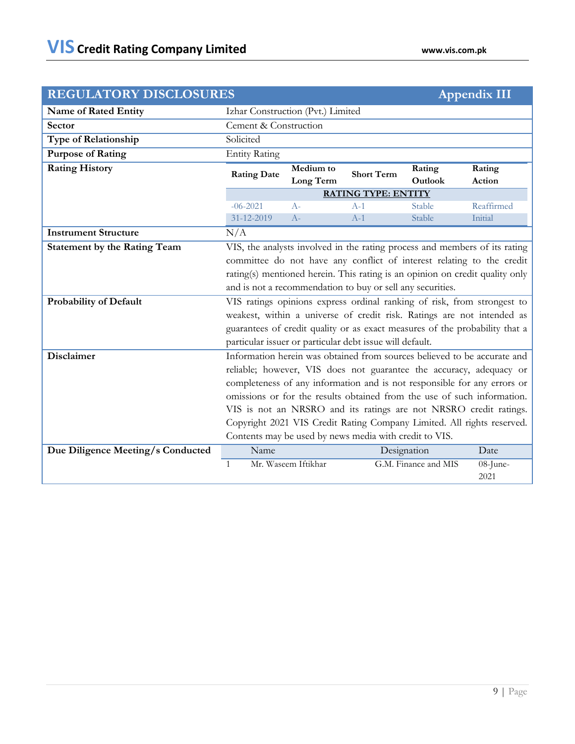## REGULATORY DISCLOSURES — Appendix III

| | |
|---|---|
| **Name of Rated Entity** | Izhar Construction (Pvt.) Limited |
| **Sector** | Cement & Construction |
| **Type of Relationship** | Solicited |
| **Purpose of Rating** | Entity Rating |

**Rating History**

| Rating Date | Medium to Long Term | Short Term | Rating Outlook | Rating Action |
|---|---|---|---|---|
| **RATING TYPE: ENTITY** | | | | |
| -06-2021 | A- | A-1 | Stable | Reaffirmed |
| 31-12-2019 | A- | A-1 | Stable | Initial |

| | |
|---|---|
| **Instrument Structure** | N/A |
| **Statement by the Rating Team** | VIS, the analysts involved in the rating process and members of its rating committee do not have any conflict of interest relating to the credit rating(s) mentioned herein. This rating is an opinion on credit quality only and is not a recommendation to buy or sell any securities. |
| **Probability of Default** | VIS ratings opinions express ordinal ranking of risk, from strongest to weakest, within a universe of credit risk. Ratings are not intended as guarantees of credit quality or as exact measures of the probability that a particular issuer or particular debt issue will default. |
| **Disclaimer** | Information herein was obtained from sources believed to be accurate and reliable; however, VIS does not guarantee the accuracy, adequacy or completeness of any information and is not responsible for any errors or omissions or for the results obtained from the use of such information. VIS is not an NRSRO and its ratings are not NRSRO credit ratings. Copyright 2021 VIS Credit Rating Company Limited. All rights reserved. Contents may be used by news media with credit to VIS. |

**Due Diligence Meeting/s Conducted**

| | Name | Designation | Date |
|---|---|---|---|
| 1 | Mr. Waseem Iftikhar | G.M. Finance and MIS | 08-June-2021 |